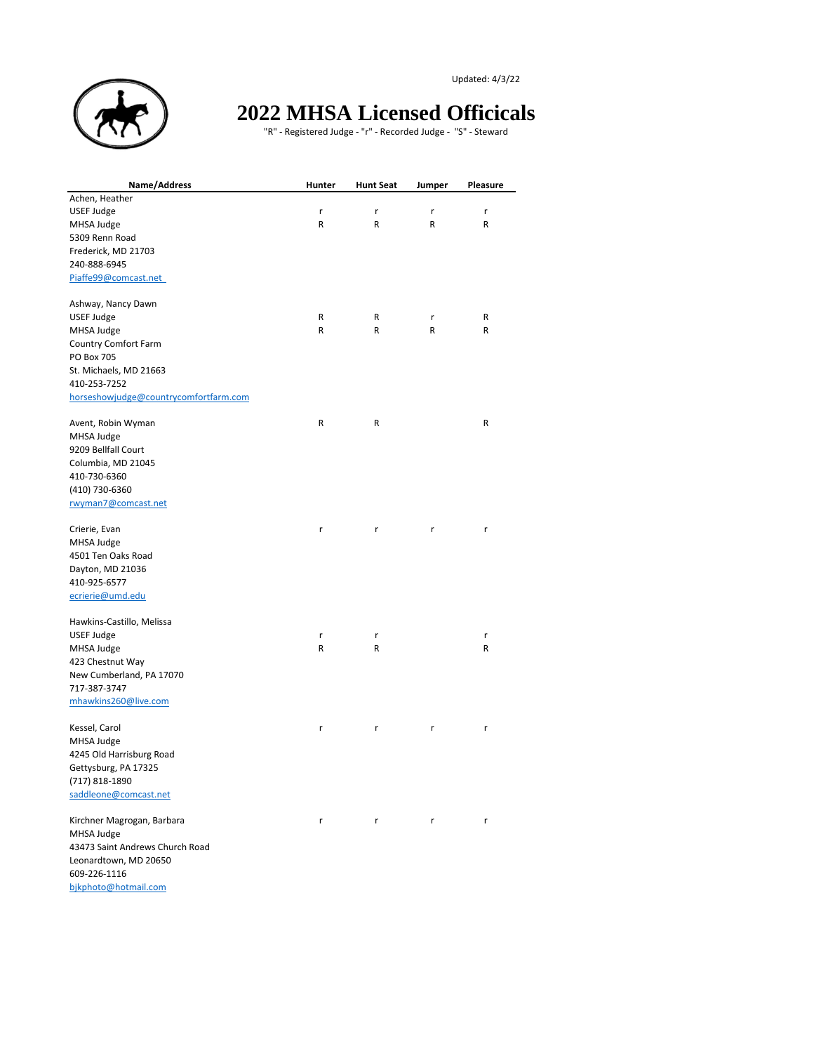Updated: 4/3/22

# 2022 MHSA Licensed Officicals

"R" - Registered Judge - "r" - Recorded Judge - "S" - Steward

| Name/Address | Hunter | Hunt Seat | Jumper | Pleasure |
|---|---|---|---|---|
| Achen, Heather | | | | |
| USEF Judge | r | r | r | r |
| MHSA Judge | R | R | R | R |
| 5309 Renn Road | | | | |
| Frederick, MD 21703 | | | | |
| 240-888-6945 | | | | |
| Piaffe99@comcast.net | | | | |
| | | | | |
| Ashway, Nancy Dawn | | | | |
| USEF Judge | R | R | r | R |
| MHSA Judge | R | R | R | R |
| Country Comfort Farm | | | | |
| PO Box 705 | | | | |
| St. Michaels, MD 21663 | | | | |
| 410-253-7252 | | | | |
| horseshowjudge@countrycomfortfarm.com | | | | |
| | | | | |
| Avent, Robin Wyman | R | R | | R |
| MHSA Judge | | | | |
| 9209 Bellfall Court | | | | |
| Columbia, MD 21045 | | | | |
| 410-730-6360 | | | | |
| (410) 730-6360 | | | | |
| rwyman7@comcast.net | | | | |
| | | | | |
| Crierie, Evan | r | r | r | r |
| MHSA Judge | | | | |
| 4501 Ten Oaks Road | | | | |
| Dayton, MD 21036 | | | | |
| 410-925-6577 | | | | |
| ecrierie@umd.edu | | | | |
| | | | | |
| Hawkins-Castillo, Melissa | | | | |
| USEF Judge | r | r | | r |
| MHSA Judge | R | R | | R |
| 423 Chestnut Way | | | | |
| New Cumberland, PA 17070 | | | | |
| 717-387-3747 | | | | |
| mhawkins260@live.com | | | | |
| | | | | |
| Kessel, Carol | r | r | r | r |
| MHSA Judge | | | | |
| 4245 Old Harrisburg Road | | | | |
| Gettysburg, PA 17325 | | | | |
| (717) 818-1890 | | | | |
| saddleone@comcast.net | | | | |
| | | | | |
| Kirchner Magrogan, Barbara | r | r | r | r |
| MHSA Judge | | | | |
| 43473 Saint Andrews Church Road | | | | |
| Leonardtown, MD 20650 | | | | |
| 609-226-1116 | | | | |
| bjkphoto@hotmail.com | | | | |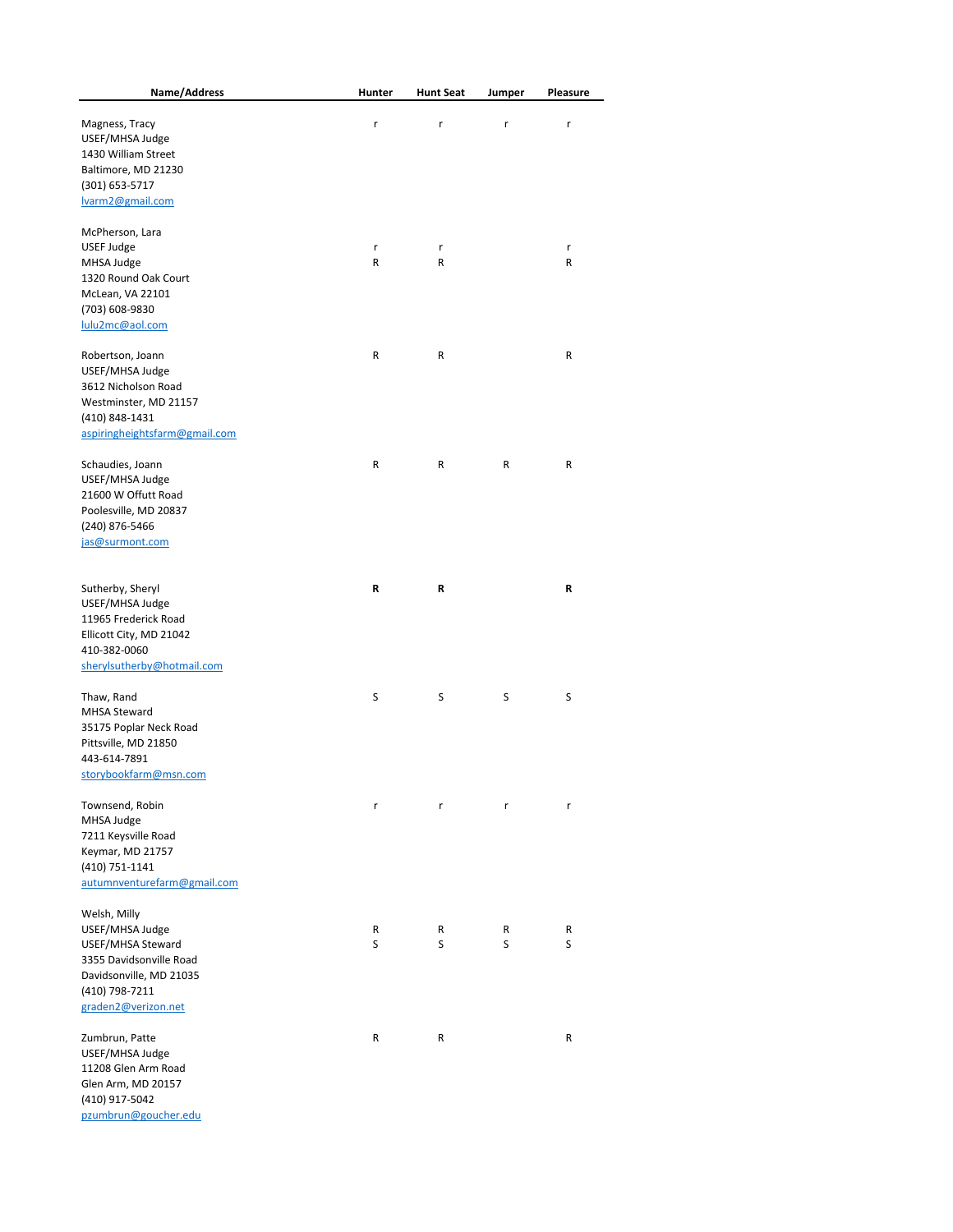| Name/Address | Hunter | Hunt Seat | Jumper | Pleasure |
|---|---|---|---|---|
| Magness, Tracy<br>USEF/MHSA Judge<br>1430 William Street<br>Baltimore, MD 21230<br>(301) 653-5717<br>lvarm2@gmail.com | r | r | r | r |
| McPherson, Lara<br>USEF Judge<br>MHSA Judge<br>1320 Round Oak Court<br>McLean, VA 22101<br>(703) 608-9830<br>lulu2mc@aol.com | r<br>R | r<br>R | | r<br>R |
| Robertson, Joann<br>USEF/MHSA Judge<br>3612 Nicholson Road<br>Westminster, MD 21157<br>(410) 848-1431<br>aspiringheightsfarm@gmail.com | R | R | | R |
| Schaudies, Joann<br>USEF/MHSA Judge<br>21600 W Offutt Road<br>Poolesville, MD 20837<br>(240) 876-5466<br>jas@surmont.com | R | R | R | R |
| Sutherby, Sheryl<br>USEF/MHSA Judge<br>11965 Frederick Road<br>Ellicott City, MD 21042<br>410-382-0060<br>sherylsutherby@hotmail.com | **R** | **R** | | **R** |
| Thaw, Rand<br>MHSA Steward<br>35175 Poplar Neck Road<br>Pittsville, MD 21850<br>443-614-7891<br>storybookfarm@msn.com | S | S | S | S |
| Townsend, Robin<br>MHSA Judge<br>7211 Keysville Road<br>Keymar, MD 21757<br>(410) 751-1141<br>autumnventurefarm@gmail.com | r | r | r | r |
| Welsh, Milly<br>USEF/MHSA Judge<br>USEF/MHSA Steward<br>3355 Davidsonville Road<br>Davidsonville, MD 21035<br>(410) 798-7211<br>graden2@verizon.net | R<br>S | R<br>S | R<br>S | R<br>S |
| Zumbrun, Patte<br>USEF/MHSA Judge<br>11208 Glen Arm Road<br>Glen Arm, MD 20157<br>(410) 917-5042<br>pzumbrun@goucher.edu | R | R | | R |